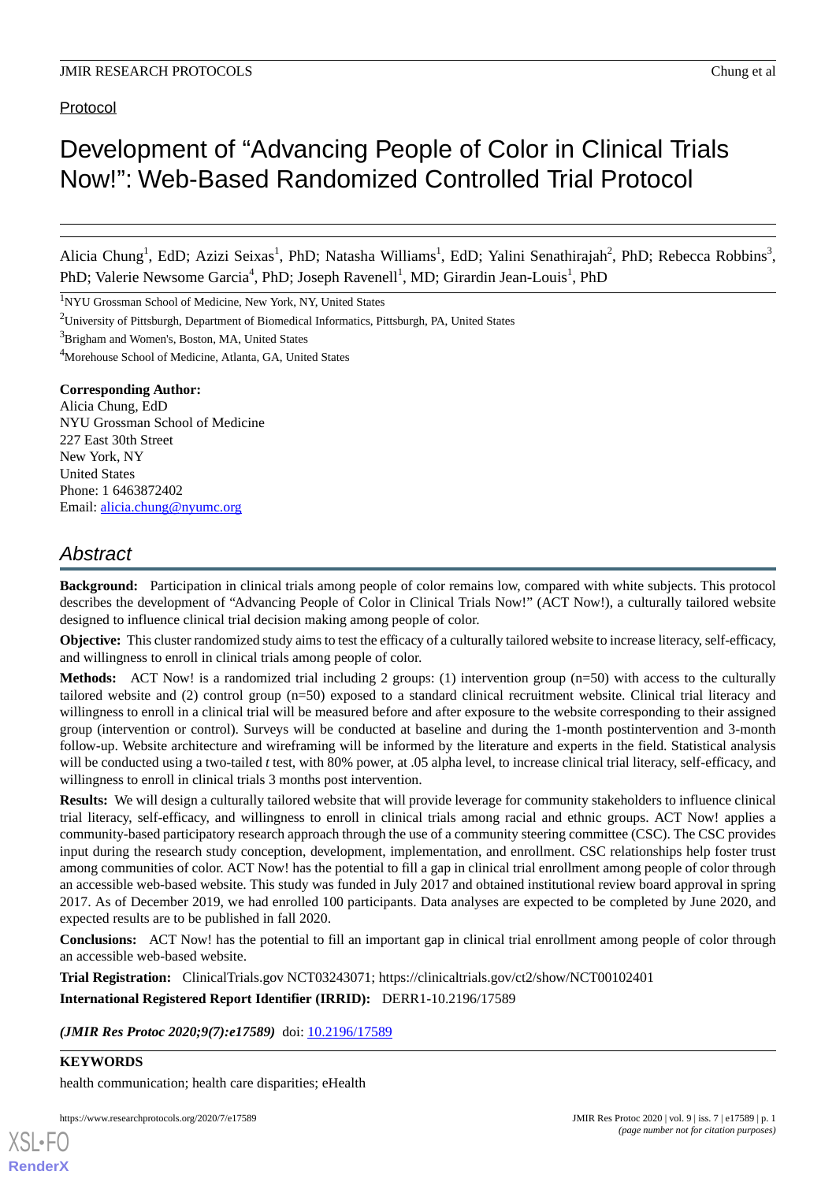Protocol

# Development of “Advancing People of Color in Clinical Trials Now!”: Web-Based Randomized Controlled Trial Protocol

Alicia Chung[1], EdD; Azizi Seixas[1], PhD; Natasha Williams[1], EdD; Yalini Senathirajah[2], PhD; Rebecca Robbins[3], PhD; Valerie Newsome Garcia[4], PhD; Joseph Ravenell[1], MD; Girardin Jean-Louis[1], PhD

[1]NYU Grossman School of Medicine, New York, NY, United States

[2]University of Pittsburgh, Department of Biomedical Informatics, Pittsburgh, PA, United States

[3]Brigham and Women's, Boston, MA, United States

[4]Morehouse School of Medicine, Atlanta, GA, United States

**Corresponding Author:**
Alicia Chung, EdD
NYU Grossman School of Medicine
227 East 30th Street
New York, NY
United States
Phone: 1 6463872402
Email: alicia.chung@nyumc.org

## Abstract

**Background:** Participation in clinical trials among people of color remains low, compared with white subjects. This protocol describes the development of “Advancing People of Color in Clinical Trials Now!” (ACT Now!), a culturally tailored website designed to influence clinical trial decision making among people of color.

**Objective:** This cluster randomized study aims to test the efficacy of a culturally tailored website to increase literacy, self-efficacy, and willingness to enroll in clinical trials among people of color.

**Methods:** ACT Now! is a randomized trial including 2 groups: (1) intervention group (n=50) with access to the culturally tailored website and (2) control group (n=50) exposed to a standard clinical recruitment website. Clinical trial literacy and willingness to enroll in a clinical trial will be measured before and after exposure to the website corresponding to their assigned group (intervention or control). Surveys will be conducted at baseline and during the 1-month postintervention and 3-month follow-up. Website architecture and wireframing will be informed by the literature and experts in the field. Statistical analysis will be conducted using a two-tailed *t* test, with 80% power, at .05 alpha level, to increase clinical trial literacy, self-efficacy, and willingness to enroll in clinical trials 3 months post intervention.

**Results:** We will design a culturally tailored website that will provide leverage for community stakeholders to influence clinical trial literacy, self-efficacy, and willingness to enroll in clinical trials among racial and ethnic groups. ACT Now! applies a community-based participatory research approach through the use of a community steering committee (CSC). The CSC provides input during the research study conception, development, implementation, and enrollment. CSC relationships help foster trust among communities of color. ACT Now! has the potential to fill a gap in clinical trial enrollment among people of color through an accessible web-based website. This study was funded in July 2017 and obtained institutional review board approval in spring 2017. As of December 2019, we had enrolled 100 participants. Data analyses are expected to be completed by June 2020, and expected results are to be published in fall 2020.

**Conclusions:** ACT Now! has the potential to fill an important gap in clinical trial enrollment among people of color through an accessible web-based website.

**Trial Registration:** ClinicalTrials.gov NCT03243071; https://clinicaltrials.gov/ct2/show/NCT00102401

**International Registered Report Identifier (IRRID):** DERR1-10.2196/17589

***(JMIR Res Protoc 2020;9(7):e17589)*** doi: 10.2196/17589

**KEYWORDS**

health communication; health care disparities; eHealth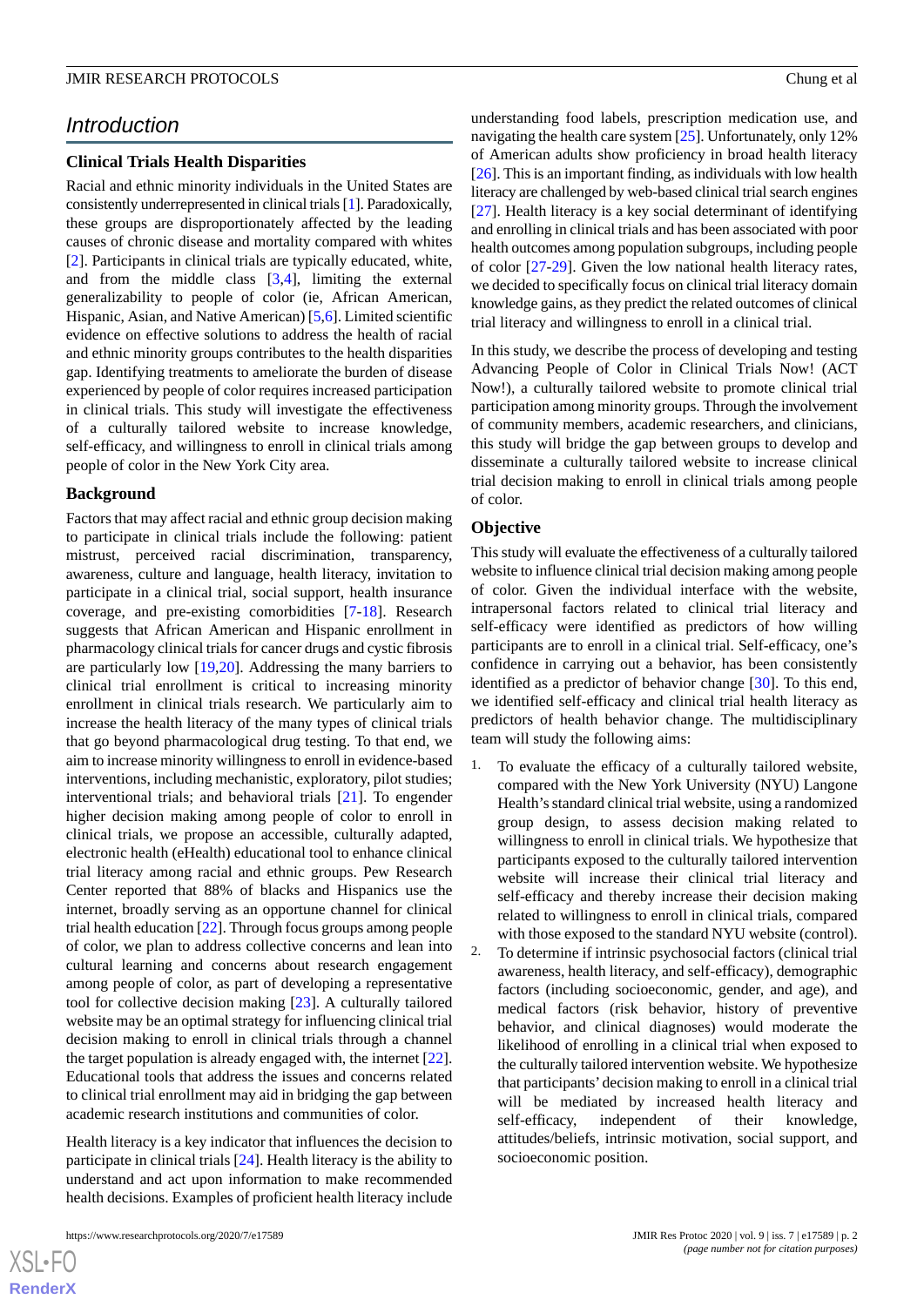## Introduction

### Clinical Trials Health Disparities

Racial and ethnic minority individuals in the United States are consistently underrepresented in clinical trials [1]. Paradoxically, these groups are disproportionately affected by the leading causes of chronic disease and mortality compared with whites [2]. Participants in clinical trials are typically educated, white, and from the middle class [3,4], limiting the external generalizability to people of color (ie, African American, Hispanic, Asian, and Native American) [5,6]. Limited scientific evidence on effective solutions to address the health of racial and ethnic minority groups contributes to the health disparities gap. Identifying treatments to ameliorate the burden of disease experienced by people of color requires increased participation in clinical trials. This study will investigate the effectiveness of a culturally tailored website to increase knowledge, self-efficacy, and willingness to enroll in clinical trials among people of color in the New York City area.

### Background

Factors that may affect racial and ethnic group decision making to participate in clinical trials include the following: patient mistrust, perceived racial discrimination, transparency, awareness, culture and language, health literacy, invitation to participate in a clinical trial, social support, health insurance coverage, and pre-existing comorbidities [7-18]. Research suggests that African American and Hispanic enrollment in pharmacology clinical trials for cancer drugs and cystic fibrosis are particularly low [19,20]. Addressing the many barriers to clinical trial enrollment is critical to increasing minority enrollment in clinical trials research. We particularly aim to increase the health literacy of the many types of clinical trials that go beyond pharmacological drug testing. To that end, we aim to increase minority willingness to enroll in evidence-based interventions, including mechanistic, exploratory, pilot studies; interventional trials; and behavioral trials [21]. To engender higher decision making among people of color to enroll in clinical trials, we propose an accessible, culturally adapted, electronic health (eHealth) educational tool to enhance clinical trial literacy among racial and ethnic groups. Pew Research Center reported that 88% of blacks and Hispanics use the internet, broadly serving as an opportune channel for clinical trial health education [22]. Through focus groups among people of color, we plan to address collective concerns and lean into cultural learning and concerns about research engagement among people of color, as part of developing a representative tool for collective decision making [23]. A culturally tailored website may be an optimal strategy for influencing clinical trial decision making to enroll in clinical trials through a channel the target population is already engaged with, the internet [22]. Educational tools that address the issues and concerns related to clinical trial enrollment may aid in bridging the gap between academic research institutions and communities of color.

Health literacy is a key indicator that influences the decision to participate in clinical trials [24]. Health literacy is the ability to understand and act upon information to make recommended health decisions. Examples of proficient health literacy include understanding food labels, prescription medication use, and navigating the health care system [25]. Unfortunately, only 12% of American adults show proficiency in broad health literacy [26]. This is an important finding, as individuals with low health literacy are challenged by web-based clinical trial search engines [27]. Health literacy is a key social determinant of identifying and enrolling in clinical trials and has been associated with poor health outcomes among population subgroups, including people of color [27-29]. Given the low national health literacy rates, we decided to specifically focus on clinical trial literacy domain knowledge gains, as they predict the related outcomes of clinical trial literacy and willingness to enroll in a clinical trial.

In this study, we describe the process of developing and testing Advancing People of Color in Clinical Trials Now! (ACT Now!), a culturally tailored website to promote clinical trial participation among minority groups. Through the involvement of community members, academic researchers, and clinicians, this study will bridge the gap between groups to develop and disseminate a culturally tailored website to increase clinical trial decision making to enroll in clinical trials among people of color.

### Objective

This study will evaluate the effectiveness of a culturally tailored website to influence clinical trial decision making among people of color. Given the individual interface with the website, intrapersonal factors related to clinical trial literacy and self-efficacy were identified as predictors of how willing participants are to enroll in a clinical trial. Self-efficacy, one's confidence in carrying out a behavior, has been consistently identified as a predictor of behavior change [30]. To this end, we identified self-efficacy and clinical trial health literacy as predictors of health behavior change. The multidisciplinary team will study the following aims:

1. To evaluate the efficacy of a culturally tailored website, compared with the New York University (NYU) Langone Health's standard clinical trial website, using a randomized group design, to assess decision making related to willingness to enroll in clinical trials. We hypothesize that participants exposed to the culturally tailored intervention website will increase their clinical trial literacy and self-efficacy and thereby increase their decision making related to willingness to enroll in clinical trials, compared with those exposed to the standard NYU website (control).
2. To determine if intrinsic psychosocial factors (clinical trial awareness, health literacy, and self-efficacy), demographic factors (including socioeconomic, gender, and age), and medical factors (risk behavior, history of preventive behavior, and clinical diagnoses) would moderate the likelihood of enrolling in a clinical trial when exposed to the culturally tailored intervention website. We hypothesize that participants' decision making to enroll in a clinical trial will be mediated by increased health literacy and self-efficacy, independent of their knowledge, attitudes/beliefs, intrinsic motivation, social support, and socioeconomic position.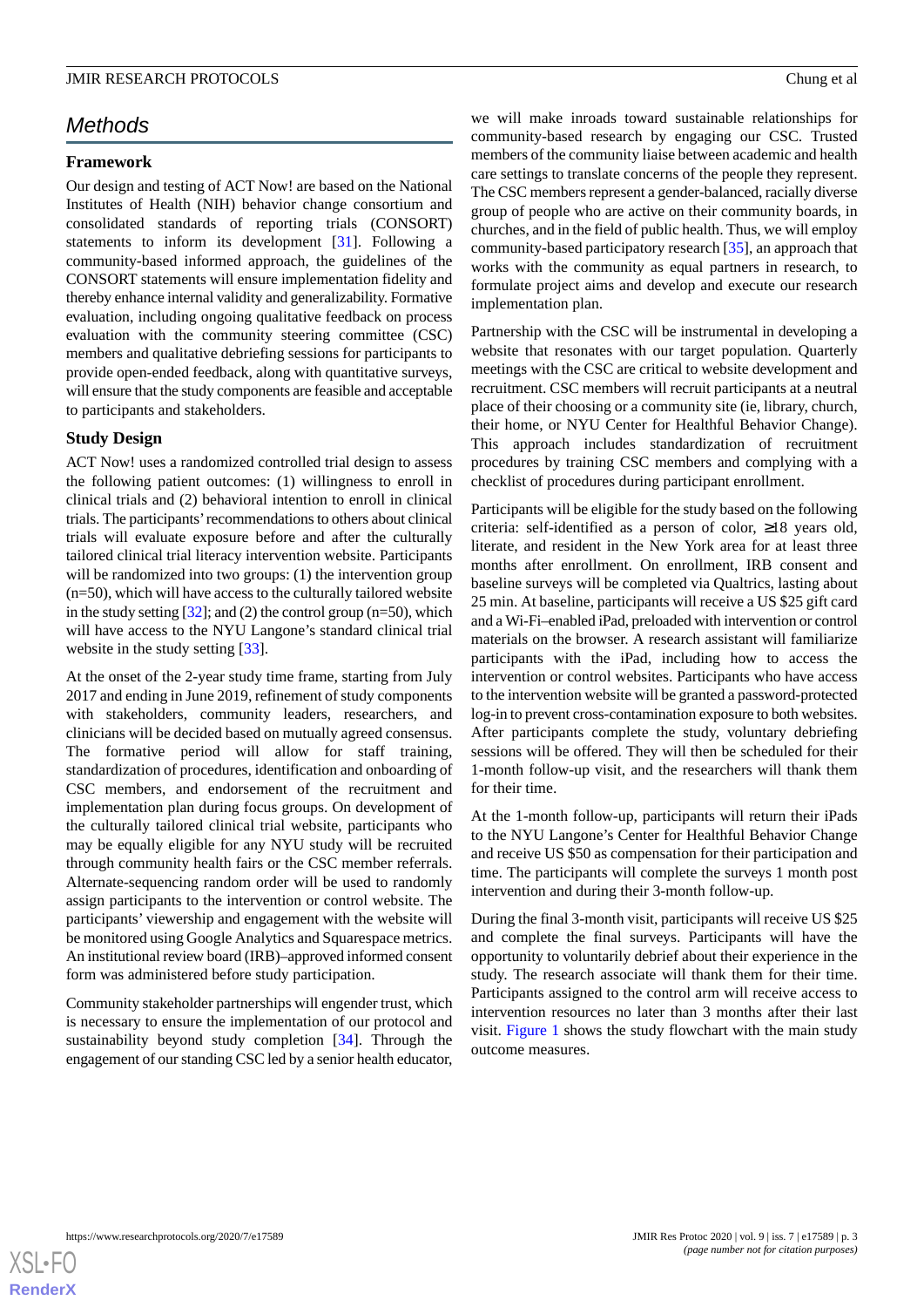## Methods

### Framework

Our design and testing of ACT Now! are based on the National Institutes of Health (NIH) behavior change consortium and consolidated standards of reporting trials (CONSORT) statements to inform its development [31]. Following a community-based informed approach, the guidelines of the CONSORT statements will ensure implementation fidelity and thereby enhance internal validity and generalizability. Formative evaluation, including ongoing qualitative feedback on process evaluation with the community steering committee (CSC) members and qualitative debriefing sessions for participants to provide open-ended feedback, along with quantitative surveys, will ensure that the study components are feasible and acceptable to participants and stakeholders.

### Study Design

ACT Now! uses a randomized controlled trial design to assess the following patient outcomes: (1) willingness to enroll in clinical trials and (2) behavioral intention to enroll in clinical trials. The participants' recommendations to others about clinical trials will evaluate exposure before and after the culturally tailored clinical trial literacy intervention website. Participants will be randomized into two groups: (1) the intervention group (n=50), which will have access to the culturally tailored website in the study setting [32]; and (2) the control group (n=50), which will have access to the NYU Langone's standard clinical trial website in the study setting [33].

At the onset of the 2-year study time frame, starting from July 2017 and ending in June 2019, refinement of study components with stakeholders, community leaders, researchers, and clinicians will be decided based on mutually agreed consensus. The formative period will allow for staff training, standardization of procedures, identification and onboarding of CSC members, and endorsement of the recruitment and implementation plan during focus groups. On development of the culturally tailored clinical trial website, participants who may be equally eligible for any NYU study will be recruited through community health fairs or the CSC member referrals. Alternate-sequencing random order will be used to randomly assign participants to the intervention or control website. The participants' viewership and engagement with the website will be monitored using Google Analytics and Squarespace metrics. An institutional review board (IRB)–approved informed consent form was administered before study participation.

Community stakeholder partnerships will engender trust, which is necessary to ensure the implementation of our protocol and sustainability beyond study completion [34]. Through the engagement of our standing CSC led by a senior health educator, we will make inroads toward sustainable relationships for community-based research by engaging our CSC. Trusted members of the community liaise between academic and health care settings to translate concerns of the people they represent. The CSC members represent a gender-balanced, racially diverse group of people who are active on their community boards, in churches, and in the field of public health. Thus, we will employ community-based participatory research [35], an approach that works with the community as equal partners in research, to formulate project aims and develop and execute our research implementation plan.

Partnership with the CSC will be instrumental in developing a website that resonates with our target population. Quarterly meetings with the CSC are critical to website development and recruitment. CSC members will recruit participants at a neutral place of their choosing or a community site (ie, library, church, their home, or NYU Center for Healthful Behavior Change). This approach includes standardization of recruitment procedures by training CSC members and complying with a checklist of procedures during participant enrollment.

Participants will be eligible for the study based on the following criteria: self-identified as a person of color, ≥18 years old, literate, and resident in the New York area for at least three months after enrollment. On enrollment, IRB consent and baseline surveys will be completed via Qualtrics, lasting about 25 min. At baseline, participants will receive a US $25 gift card and a Wi-Fi–enabled iPad, preloaded with intervention or control materials on the browser. A research assistant will familiarize participants with the iPad, including how to access the intervention or control websites. Participants who have access to the intervention website will be granted a password-protected log-in to prevent cross-contamination exposure to both websites. After participants complete the study, voluntary debriefing sessions will be offered. They will then be scheduled for their 1-month follow-up visit, and the researchers will thank them for their time.

At the 1-month follow-up, participants will return their iPads to the NYU Langone's Center for Healthful Behavior Change and receive US $50 as compensation for their participation and time. The participants will complete the surveys 1 month post intervention and during their 3-month follow-up.

During the final 3-month visit, participants will receive US $25 and complete the final surveys. Participants will have the opportunity to voluntarily debrief about their experience in the study. The research associate will thank them for their time. Participants assigned to the control arm will receive access to intervention resources no later than 3 months after their last visit. Figure 1 shows the study flowchart with the main study outcome measures.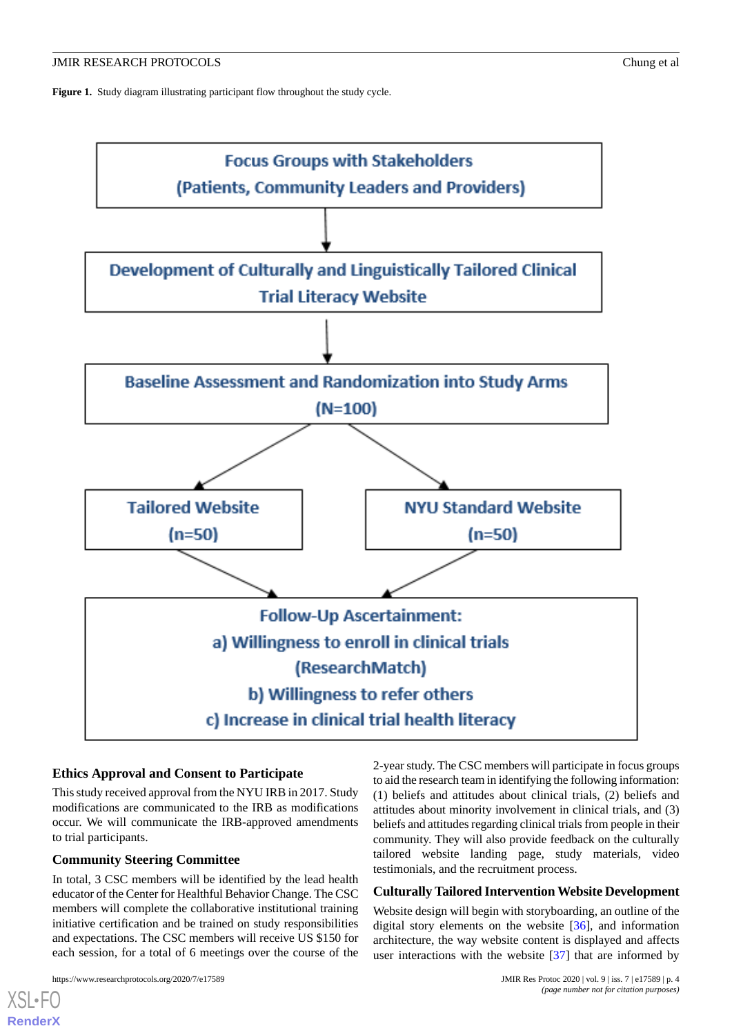**Figure 1.** Study diagram illustrating participant flow throughout the study cycle.

Focus Groups with Stakeholders (Patients, Community Leaders and Providers)

↓

Development of Culturally and Linguistically Tailored Clinical Trial Literacy Website

↓

Baseline Assessment and Randomization into Study Arms (N=100)

↓

Tailored Website (n=50) | NYU Standard Website (n=50)

↓

Follow-Up Ascertainment:
a) Willingness to enroll in clinical trials (ResearchMatch)
b) Willingness to refer others
c) Increase in clinical trial health literacy

### Ethics Approval and Consent to Participate

This study received approval from the NYU IRB in 2017. Study modifications are communicated to the IRB as modifications occur. We will communicate the IRB-approved amendments to trial participants.

### Community Steering Committee

In total, 3 CSC members will be identified by the lead health educator of the Center for Healthful Behavior Change. The CSC members will complete the collaborative institutional training initiative certification and be trained on study responsibilities and expectations. The CSC members will receive US $150 for each session, for a total of 6 meetings over the course of the 2-year study. The CSC members will participate in focus groups to aid the research team in identifying the following information: (1) beliefs and attitudes about clinical trials, (2) beliefs and attitudes about minority involvement in clinical trials, and (3) beliefs and attitudes regarding clinical trials from people in their community. They will also provide feedback on the culturally tailored website landing page, study materials, video testimonials, and the recruitment process.

### Culturally Tailored Intervention Website Development

Website design will begin with storyboarding, an outline of the digital story elements on the website [36], and information architecture, the way website content is displayed and affects user interactions with the website [37] that are informed by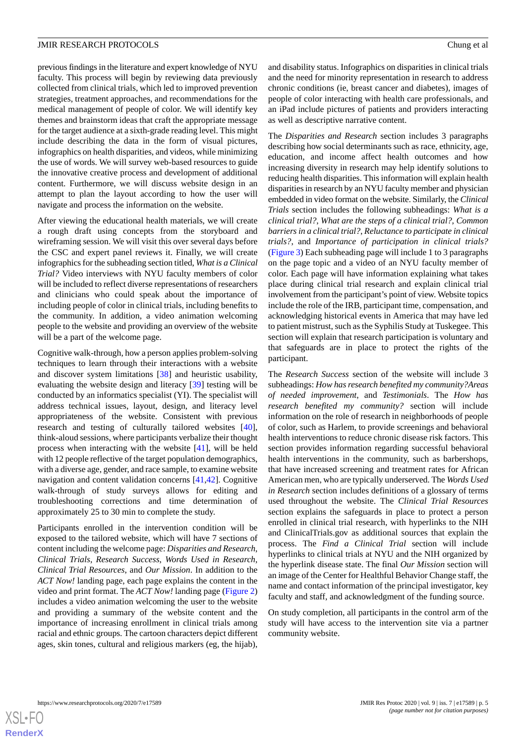previous findings in the literature and expert knowledge of NYU faculty. This process will begin by reviewing data previously collected from clinical trials, which led to improved prevention strategies, treatment approaches, and recommendations for the medical management of people of color. We will identify key themes and brainstorm ideas that craft the appropriate message for the target audience at a sixth-grade reading level. This might include describing the data in the form of visual pictures, infographics on health disparities, and videos, while minimizing the use of words. We will survey web-based resources to guide the innovative creative process and development of additional content. Furthermore, we will discuss website design in an attempt to plan the layout according to how the user will navigate and process the information on the website.

After viewing the educational health materials, we will create a rough draft using concepts from the storyboard and wireframing session. We will visit this over several days before the CSC and expert panel reviews it. Finally, we will create infographics for the subheading section titled, *What is a Clinical Trial?* Video interviews with NYU faculty members of color will be included to reflect diverse representations of researchers and clinicians who could speak about the importance of including people of color in clinical trials, including benefits to the community. In addition, a video animation welcoming people to the website and providing an overview of the website will be a part of the welcome page.

Cognitive walk-through, how a person applies problem-solving techniques to learn through their interactions with a website and discover system limitations [38] and heuristic usability, evaluating the website design and literacy [39] testing will be conducted by an informatics specialist (YI). The specialist will address technical issues, layout, design, and literacy level appropriateness of the website. Consistent with previous research and testing of culturally tailored websites [40], think-aloud sessions, where participants verbalize their thought process when interacting with the website [41], will be held with 12 people reflective of the target population demographics, with a diverse age, gender, and race sample, to examine website navigation and content validation concerns [41,42]. Cognitive walk-through of study surveys allows for editing and troubleshooting corrections and time determination of approximately 25 to 30 min to complete the study.

Participants enrolled in the intervention condition will be exposed to the tailored website, which will have 7 sections of content including the welcome page: *Disparities and Research*, *Clinical Trials*, *Research Success*, *Words Used in Research*, *Clinical Trial Resources*, and *Our Mission*. In addition to the *ACT Now!* landing page, each page explains the content in the video and print format. The *ACT Now!* landing page (Figure 2) includes a video animation welcoming the user to the website and providing a summary of the website content and the importance of increasing enrollment in clinical trials among racial and ethnic groups. The cartoon characters depict different ages, skin tones, cultural and religious markers (eg, the hijab), and disability status. Infographics on disparities in clinical trials and the need for minority representation in research to address chronic conditions (ie, breast cancer and diabetes), images of people of color interacting with health care professionals, and an iPad include pictures of patients and providers interacting as well as descriptive narrative content.

The *Disparities and Research* section includes 3 paragraphs describing how social determinants such as race, ethnicity, age, education, and income affect health outcomes and how increasing diversity in research may help identify solutions to reducing health disparities. This information will explain health disparities in research by an NYU faculty member and physician embedded in video format on the website. Similarly, the *Clinical Trials* section includes the following subheadings: *What is a clinical trial?*, *What are the steps of a clinical trial?*, *Common barriers in a clinical trial?*, *Reluctance to participate in clinical trials?*, and *Importance of participation in clinical trials?* (Figure 3) Each subheading page will include 1 to 3 paragraphs on the page topic and a video of an NYU faculty member of color. Each page will have information explaining what takes place during clinical trial research and explain clinical trial involvement from the participant's point of view. Website topics include the role of the IRB, participant time, compensation, and acknowledging historical events in America that may have led to patient mistrust, such as the Syphilis Study at Tuskegee. This section will explain that research participation is voluntary and that safeguards are in place to protect the rights of the participant.

The *Research Success* section of the website will include 3 subheadings: *How has research benefited my community?Areas of needed improvement*, and *Testimonials*. The *How has research benefited my community?* section will include information on the role of research in neighborhoods of people of color, such as Harlem, to provide screenings and behavioral health interventions to reduce chronic disease risk factors. This section provides information regarding successful behavioral health interventions in the community, such as barbershops, that have increased screening and treatment rates for African American men, who are typically underserved. The *Words Used in Research* section includes definitions of a glossary of terms used throughout the website. The *Clinical Trial Resources* section explains the safeguards in place to protect a person enrolled in clinical trial research, with hyperlinks to the NIH and ClinicalTrials.gov as additional sources that explain the process. The *Find a Clinical Trial* section will include hyperlinks to clinical trials at NYU and the NIH organized by the hyperlink disease state. The final *Our Mission* section will an image of the Center for Healthful Behavior Change staff, the name and contact information of the principal investigator, key faculty and staff, and acknowledgment of the funding source.

On study completion, all participants in the control arm of the study will have access to the intervention site via a partner community website.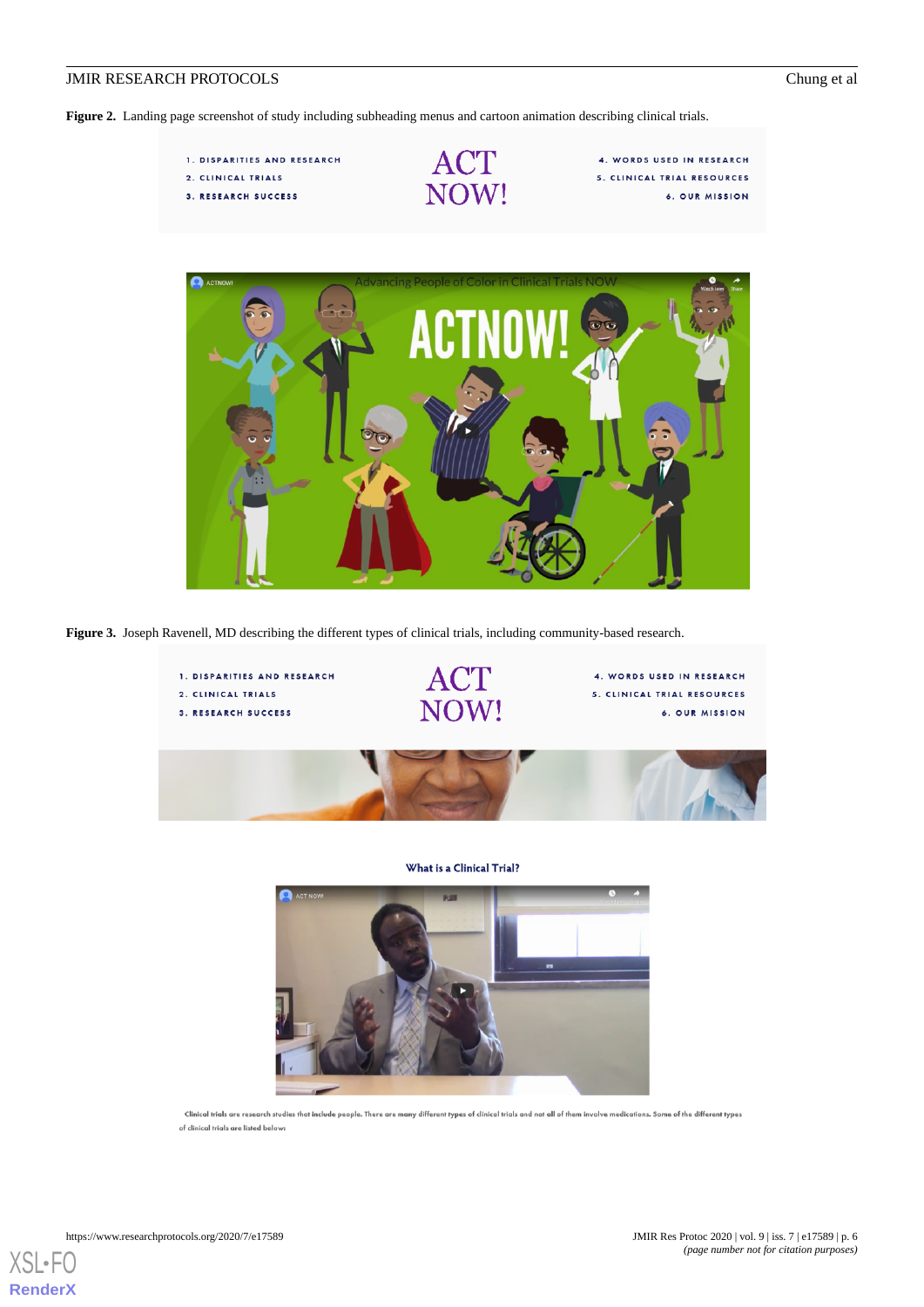**Figure 2.** Landing page screenshot of study including subheading menus and cartoon animation describing clinical trials.

**Figure 3.** Joseph Ravenell, MD describing the different types of clinical trials, including community-based research.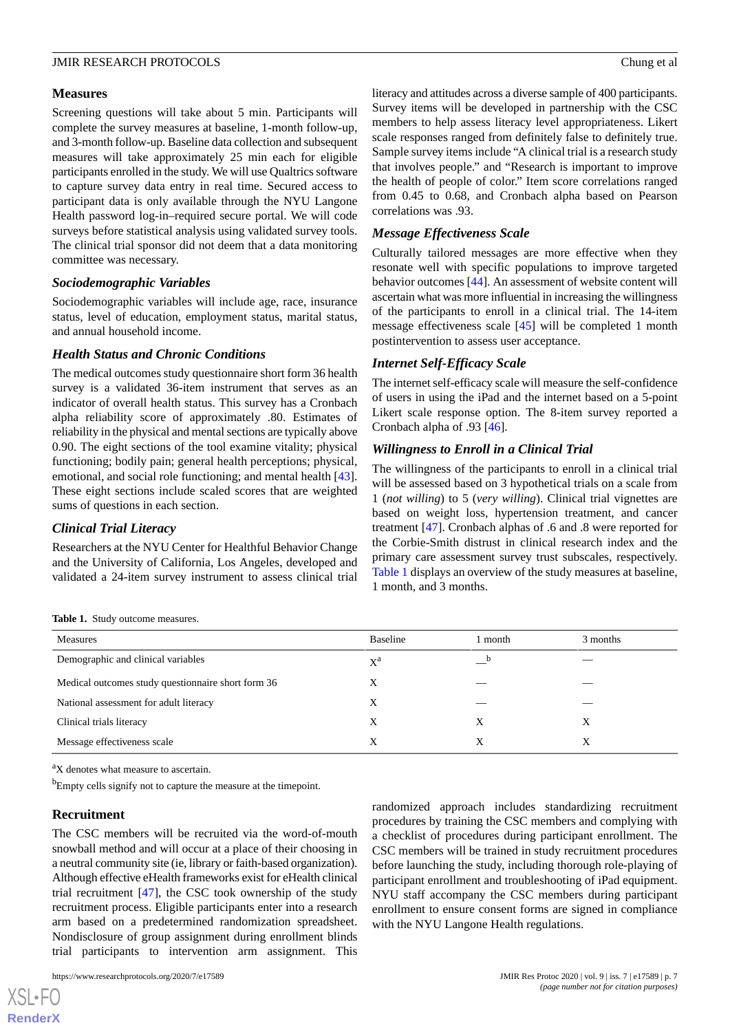## Measures

Screening questions will take about 5 min. Participants will complete the survey measures at baseline, 1-month follow-up, and 3-month follow-up. Baseline data collection and subsequent measures will take approximately 25 min each for eligible participants enrolled in the study. We will use Qualtrics software to capture survey data entry in real time. Secured access to participant data is only available through the NYU Langone Health password log-in–required secure portal. We will code surveys before statistical analysis using validated survey tools. The clinical trial sponsor did not deem that a data monitoring committee was necessary.

### *Sociodemographic Variables*

Sociodemographic variables will include age, race, insurance status, level of education, employment status, marital status, and annual household income.

### *Health Status and Chronic Conditions*

The medical outcomes study questionnaire short form 36 health survey is a validated 36-item instrument that serves as an indicator of overall health status. This survey has a Cronbach alpha reliability score of approximately .80. Estimates of reliability in the physical and mental sections are typically above 0.90. The eight sections of the tool examine vitality; physical functioning; bodily pain; general health perceptions; physical, emotional, and social role functioning; and mental health [43]. These eight sections include scaled scores that are weighted sums of questions in each section.

### *Clinical Trial Literacy*

Researchers at the NYU Center for Healthful Behavior Change and the University of California, Los Angeles, developed and validated a 24-item survey instrument to assess clinical trial literacy and attitudes across a diverse sample of 400 participants. Survey items will be developed in partnership with the CSC members to help assess literacy level appropriateness. Likert scale responses ranged from definitely false to definitely true. Sample survey items include "A clinical trial is a research study that involves people." and "Research is important to improve the health of people of color." Item score correlations ranged from 0.45 to 0.68, and Cronbach alpha based on Pearson correlations was .93.

### *Message Effectiveness Scale*

Culturally tailored messages are more effective when they resonate well with specific populations to improve targeted behavior outcomes [44]. An assessment of website content will ascertain what was more influential in increasing the willingness of the participants to enroll in a clinical trial. The 14-item message effectiveness scale [45] will be completed 1 month postintervention to assess user acceptance.

### *Internet Self-Efficacy Scale*

The internet self-efficacy scale will measure the self-confidence of users in using the iPad and the internet based on a 5-point Likert scale response option. The 8-item survey reported a Cronbach alpha of .93 [46].

### *Willingness to Enroll in a Clinical Trial*

The willingness of the participants to enroll in a clinical trial will be assessed based on 3 hypothetical trials on a scale from 1 (*not willing*) to 5 (*very willing*). Clinical trial vignettes are based on weight loss, hypertension treatment, and cancer treatment [47]. Cronbach alphas of .6 and .8 were reported for the Corbie-Smith distrust in clinical research index and the primary care assessment survey trust subscales, respectively. Table 1 displays an overview of the study measures at baseline, 1 month, and 3 months.

**Table 1.** Study outcome measures.

| Measures | Baseline | 1 month | 3 months |
|---|---|---|---|
| Demographic and clinical variables | X[a] | —[b] | — |
| Medical outcomes study questionnaire short form 36 | X | — | — |
| National assessment for adult literacy | X | — | — |
| Clinical trials literacy | X | X | X |
| Message effectiveness scale | X | X | X |

[a]X denotes what measure to ascertain.

[b]Empty cells signify not to capture the measure at the timepoint.

## Recruitment

The CSC members will be recruited via the word-of-mouth snowball method and will occur at a place of their choosing in a neutral community site (ie, library or faith-based organization). Although effective eHealth frameworks exist for eHealth clinical trial recruitment [47], the CSC took ownership of the study recruitment process. Eligible participants enter into a research arm based on a predetermined randomization spreadsheet. Nondisclosure of group assignment during enrollment blinds trial participants to intervention arm assignment. This randomized approach includes standardizing recruitment procedures by training the CSC members and complying with a checklist of procedures during participant enrollment. The CSC members will be trained in study recruitment procedures before launching the study, including thorough role-playing of participant enrollment and troubleshooting of iPad equipment. NYU staff accompany the CSC members during participant enrollment to ensure consent forms are signed in compliance with the NYU Langone Health regulations.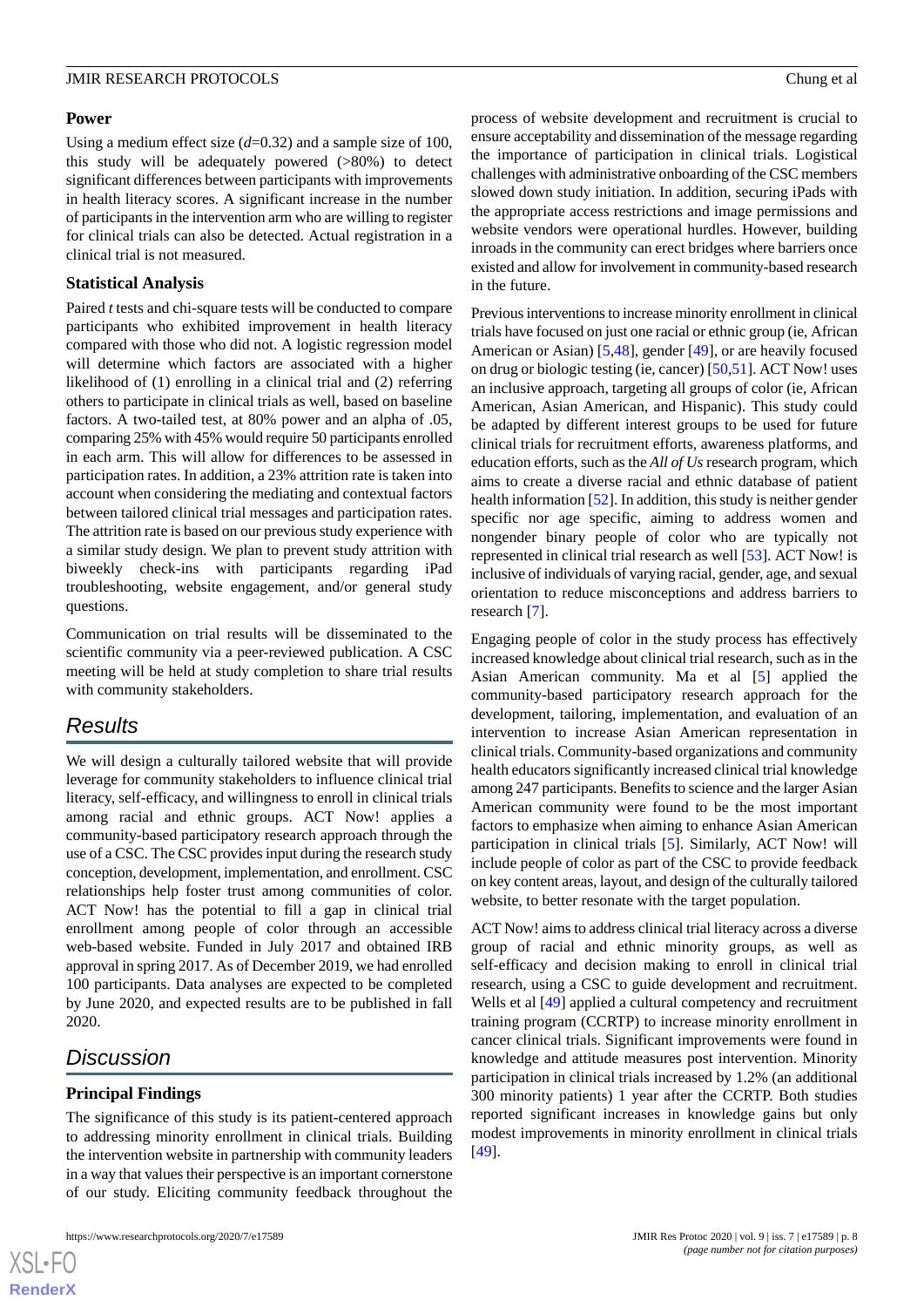### Power

Using a medium effect size (*d*=0.32) and a sample size of 100, this study will be adequately powered (>80%) to detect significant differences between participants with improvements in health literacy scores. A significant increase in the number of participants in the intervention arm who are willing to register for clinical trials can also be detected. Actual registration in a clinical trial is not measured.

### Statistical Analysis

Paired *t* tests and chi-square tests will be conducted to compare participants who exhibited improvement in health literacy compared with those who did not. A logistic regression model will determine which factors are associated with a higher likelihood of (1) enrolling in a clinical trial and (2) referring others to participate in clinical trials as well, based on baseline factors. A two-tailed test, at 80% power and an alpha of .05, comparing 25% with 45% would require 50 participants enrolled in each arm. This will allow for differences to be assessed in participation rates. In addition, a 23% attrition rate is taken into account when considering the mediating and contextual factors between tailored clinical trial messages and participation rates. The attrition rate is based on our previous study experience with a similar study design. We plan to prevent study attrition with biweekly check-ins with participants regarding iPad troubleshooting, website engagement, and/or general study questions.

Communication on trial results will be disseminated to the scientific community via a peer-reviewed publication. A CSC meeting will be held at study completion to share trial results with community stakeholders.

## Results

We will design a culturally tailored website that will provide leverage for community stakeholders to influence clinical trial literacy, self-efficacy, and willingness to enroll in clinical trials among racial and ethnic groups. ACT Now! applies a community-based participatory research approach through the use of a CSC. The CSC provides input during the research study conception, development, implementation, and enrollment. CSC relationships help foster trust among communities of color. ACT Now! has the potential to fill a gap in clinical trial enrollment among people of color through an accessible web-based website. Funded in July 2017 and obtained IRB approval in spring 2017. As of December 2019, we had enrolled 100 participants. Data analyses are expected to be completed by June 2020, and expected results are to be published in fall 2020.

## Discussion

### Principal Findings

The significance of this study is its patient-centered approach to addressing minority enrollment in clinical trials. Building the intervention website in partnership with community leaders in a way that values their perspective is an important cornerstone of our study. Eliciting community feedback throughout the process of website development and recruitment is crucial to ensure acceptability and dissemination of the message regarding the importance of participation in clinical trials. Logistical challenges with administrative onboarding of the CSC members slowed down study initiation. In addition, securing iPads with the appropriate access restrictions and image permissions and website vendors were operational hurdles. However, building inroads in the community can erect bridges where barriers once existed and allow for involvement in community-based research in the future.

Previous interventions to increase minority enrollment in clinical trials have focused on just one racial or ethnic group (ie, African American or Asian) [5,48], gender [49], or are heavily focused on drug or biologic testing (ie, cancer) [50,51]. ACT Now! uses an inclusive approach, targeting all groups of color (ie, African American, Asian American, and Hispanic). This study could be adapted by different interest groups to be used for future clinical trials for recruitment efforts, awareness platforms, and education efforts, such as the *All of Us* research program, which aims to create a diverse racial and ethnic database of patient health information [52]. In addition, this study is neither gender specific nor age specific, aiming to address women and nongender binary people of color who are typically not represented in clinical trial research as well [53]. ACT Now! is inclusive of individuals of varying racial, gender, age, and sexual orientation to reduce misconceptions and address barriers to research [7].

Engaging people of color in the study process has effectively increased knowledge about clinical trial research, such as in the Asian American community. Ma et al [5] applied the community-based participatory research approach for the development, tailoring, implementation, and evaluation of an intervention to increase Asian American representation in clinical trials. Community-based organizations and community health educators significantly increased clinical trial knowledge among 247 participants. Benefits to science and the larger Asian American community were found to be the most important factors to emphasize when aiming to enhance Asian American participation in clinical trials [5]. Similarly, ACT Now! will include people of color as part of the CSC to provide feedback on key content areas, layout, and design of the culturally tailored website, to better resonate with the target population.

ACT Now! aims to address clinical trial literacy across a diverse group of racial and ethnic minority groups, as well as self-efficacy and decision making to enroll in clinical trial research, using a CSC to guide development and recruitment. Wells et al [49] applied a cultural competency and recruitment training program (CCRTP) to increase minority enrollment in cancer clinical trials. Significant improvements were found in knowledge and attitude measures post intervention. Minority participation in clinical trials increased by 1.2% (an additional 300 minority patients) 1 year after the CCRTP. Both studies reported significant increases in knowledge gains but only modest improvements in minority enrollment in clinical trials [49].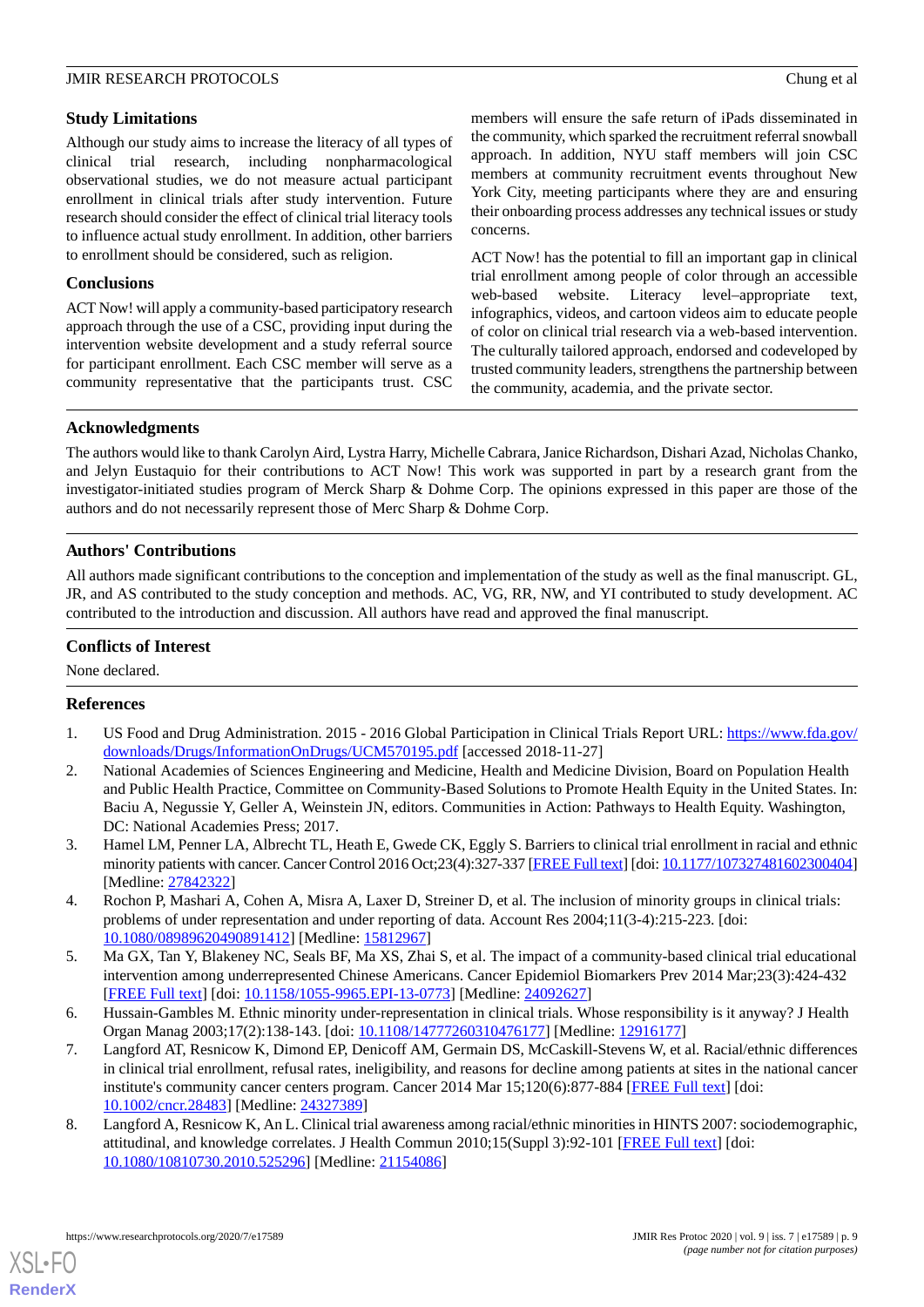### Study Limitations

Although our study aims to increase the literacy of all types of clinical trial research, including nonpharmacological observational studies, we do not measure actual participant enrollment in clinical trials after study intervention. Future research should consider the effect of clinical trial literacy tools to influence actual study enrollment. In addition, other barriers to enrollment should be considered, such as religion.

### Conclusions

ACT Now! will apply a community-based participatory research approach through the use of a CSC, providing input during the intervention website development and a study referral source for participant enrollment. Each CSC member will serve as a community representative that the participants trust. CSC members will ensure the safe return of iPads disseminated in the community, which sparked the recruitment referral snowball approach. In addition, NYU staff members will join CSC members at community recruitment events throughout New York City, meeting participants where they are and ensuring their onboarding process addresses any technical issues or study concerns.

ACT Now! has the potential to fill an important gap in clinical trial enrollment among people of color through an accessible web-based website. Literacy level–appropriate text, infographics, videos, and cartoon videos aim to educate people of color on clinical trial research via a web-based intervention. The culturally tailored approach, endorsed and codeveloped by trusted community leaders, strengthens the partnership between the community, academia, and the private sector.

## Acknowledgments

The authors would like to thank Carolyn Aird, Lystra Harry, Michelle Cabrara, Janice Richardson, Dishari Azad, Nicholas Chanko, and Jelyn Eustaquio for their contributions to ACT Now! This work was supported in part by a research grant from the investigator-initiated studies program of Merck Sharp & Dohme Corp. The opinions expressed in this paper are those of the authors and do not necessarily represent those of Merc Sharp & Dohme Corp.

## Authors' Contributions

All authors made significant contributions to the conception and implementation of the study as well as the final manuscript. GL, JR, and AS contributed to the study conception and methods. AC, VG, RR, NW, and YI contributed to study development. AC contributed to the introduction and discussion. All authors have read and approved the final manuscript.

## Conflicts of Interest

None declared.

## References

1. US Food and Drug Administration. 2015 - 2016 Global Participation in Clinical Trials Report URL: https://www.fda.gov/downloads/Drugs/InformationOnDrugs/UCM570195.pdf [accessed 2018-11-27]
2. National Academies of Sciences Engineering and Medicine, Health and Medicine Division, Board on Population Health and Public Health Practice, Committee on Community-Based Solutions to Promote Health Equity in the United States. In: Baciu A, Negussie Y, Geller A, Weinstein JN, editors. Communities in Action: Pathways to Health Equity. Washington, DC: National Academies Press; 2017.
3. Hamel LM, Penner LA, Albrecht TL, Heath E, Gwede CK, Eggly S. Barriers to clinical trial enrollment in racial and ethnic minority patients with cancer. Cancer Control 2016 Oct;23(4):327-337 [FREE Full text] [doi: 10.1177/107327481602300404] [Medline: 27842322]
4. Rochon P, Mashari A, Cohen A, Misra A, Laxer D, Streiner D, et al. The inclusion of minority groups in clinical trials: problems of under representation and under reporting of data. Account Res 2004;11(3-4):215-223. [doi: 10.1080/08989620490891412] [Medline: 15812967]
5. Ma GX, Tan Y, Blakeney NC, Seals BF, Ma XS, Zhai S, et al. The impact of a community-based clinical trial educational intervention among underrepresented Chinese Americans. Cancer Epidemiol Biomarkers Prev 2014 Mar;23(3):424-432 [FREE Full text] [doi: 10.1158/1055-9965.EPI-13-0773] [Medline: 24092627]
6. Hussain-Gambles M. Ethnic minority under-representation in clinical trials. Whose responsibility is it anyway? J Health Organ Manag 2003;17(2):138-143. [doi: 10.1108/14777260310476177] [Medline: 12916177]
7. Langford AT, Resnicow K, Dimond EP, Denicoff AM, Germain DS, McCaskill-Stevens W, et al. Racial/ethnic differences in clinical trial enrollment, refusal rates, ineligibility, and reasons for decline among patients at sites in the national cancer institute's community cancer centers program. Cancer 2014 Mar 15;120(6):877-884 [FREE Full text] [doi: 10.1002/cncr.28483] [Medline: 24327389]
8. Langford A, Resnicow K, An L. Clinical trial awareness among racial/ethnic minorities in HINTS 2007: sociodemographic, attitudinal, and knowledge correlates. J Health Commun 2010;15(Suppl 3):92-101 [FREE Full text] [doi: 10.1080/10810730.2010.525296] [Medline: 21154086]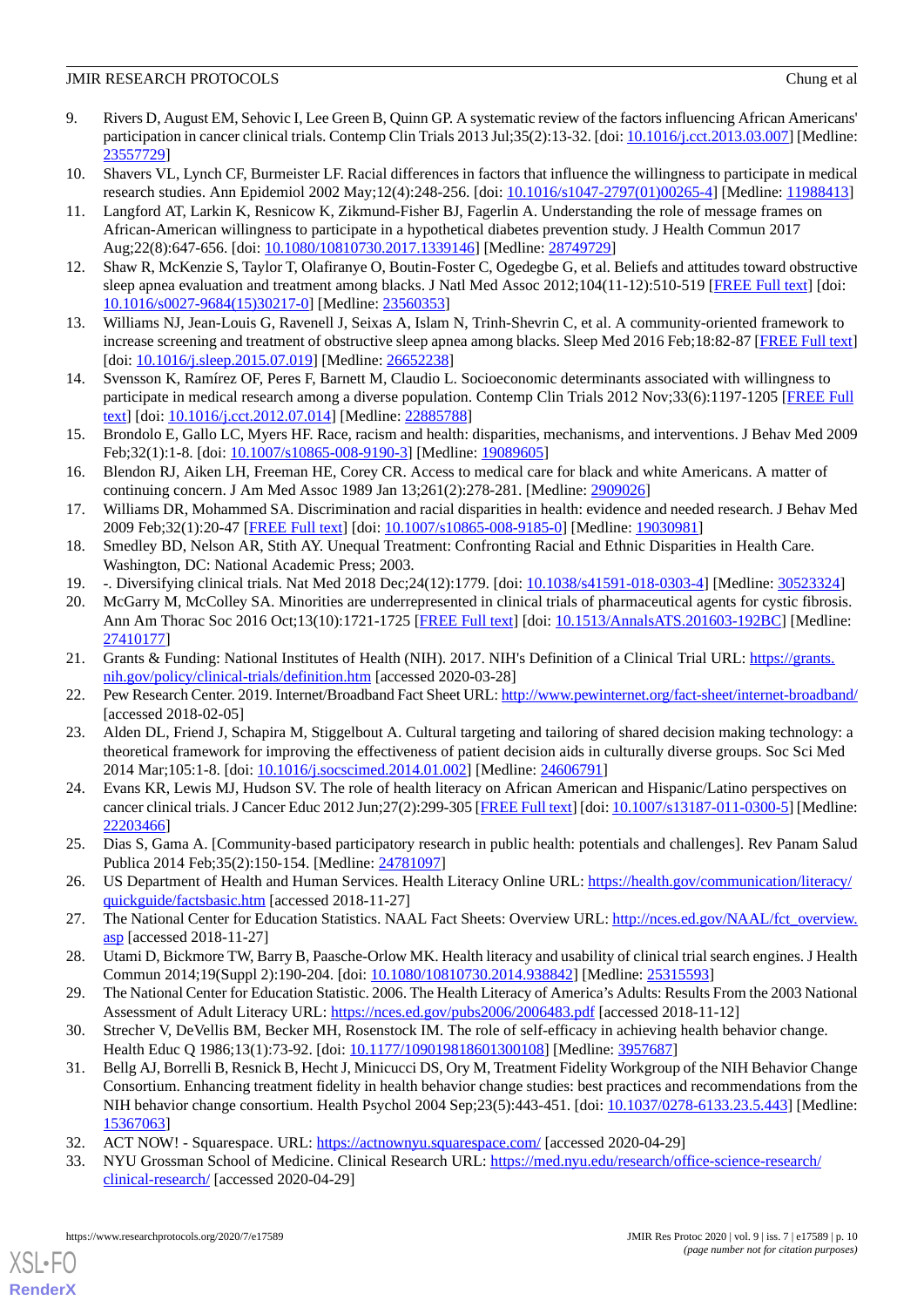9. Rivers D, August EM, Sehovic I, Lee Green B, Quinn GP. A systematic review of the factors influencing African Americans' participation in cancer clinical trials. Contemp Clin Trials 2013 Jul;35(2):13-32. [doi: 10.1016/j.cct.2013.03.007] [Medline: 23557729]
10. Shavers VL, Lynch CF, Burmeister LF. Racial differences in factors that influence the willingness to participate in medical research studies. Ann Epidemiol 2002 May;12(4):248-256. [doi: 10.1016/s1047-2797(01)00265-4] [Medline: 11988413]
11. Langford AT, Larkin K, Resnicow K, Zikmund-Fisher BJ, Fagerlin A. Understanding the role of message frames on African-American willingness to participate in a hypothetical diabetes prevention study. J Health Commun 2017 Aug;22(8):647-656. [doi: 10.1080/10810730.2017.1339146] [Medline: 28749729]
12. Shaw R, McKenzie S, Taylor T, Olafiranye O, Boutin-Foster C, Ogedegbe G, et al. Beliefs and attitudes toward obstructive sleep apnea evaluation and treatment among blacks. J Natl Med Assoc 2012;104(11-12):510-519 [FREE Full text] [doi: 10.1016/s0027-9684(15)30217-0] [Medline: 23560353]
13. Williams NJ, Jean-Louis G, Ravenell J, Seixas A, Islam N, Trinh-Shevrin C, et al. A community-oriented framework to increase screening and treatment of obstructive sleep apnea among blacks. Sleep Med 2016 Feb;18:82-87 [FREE Full text] [doi: 10.1016/j.sleep.2015.07.019] [Medline: 26652238]
14. Svensson K, Ramírez OF, Peres F, Barnett M, Claudio L. Socioeconomic determinants associated with willingness to participate in medical research among a diverse population. Contemp Clin Trials 2012 Nov;33(6):1197-1205 [FREE Full text] [doi: 10.1016/j.cct.2012.07.014] [Medline: 22885788]
15. Brondolo E, Gallo LC, Myers HF. Race, racism and health: disparities, mechanisms, and interventions. J Behav Med 2009 Feb;32(1):1-8. [doi: 10.1007/s10865-008-9190-3] [Medline: 19089605]
16. Blendon RJ, Aiken LH, Freeman HE, Corey CR. Access to medical care for black and white Americans. A matter of continuing concern. J Am Med Assoc 1989 Jan 13;261(2):278-281. [Medline: 2909026]
17. Williams DR, Mohammed SA. Discrimination and racial disparities in health: evidence and needed research. J Behav Med 2009 Feb;32(1):20-47 [FREE Full text] [doi: 10.1007/s10865-008-9185-0] [Medline: 19030981]
18. Smedley BD, Nelson AR, Stith AY. Unequal Treatment: Confronting Racial and Ethnic Disparities in Health Care. Washington, DC: National Academic Press; 2003.
19. -. Diversifying clinical trials. Nat Med 2018 Dec;24(12):1779. [doi: 10.1038/s41591-018-0303-4] [Medline: 30523324]
20. McGarry M, McColley SA. Minorities are underrepresented in clinical trials of pharmaceutical agents for cystic fibrosis. Ann Am Thorac Soc 2016 Oct;13(10):1721-1725 [FREE Full text] [doi: 10.1513/AnnalsATS.201603-192BC] [Medline: 27410177]
21. Grants & Funding: National Institutes of Health (NIH). 2017. NIH's Definition of a Clinical Trial URL: https://grants.nih.gov/policy/clinical-trials/definition.htm [accessed 2020-03-28]
22. Pew Research Center. 2019. Internet/Broadband Fact Sheet URL: http://www.pewinternet.org/fact-sheet/internet-broadband/ [accessed 2018-02-05]
23. Alden DL, Friend J, Schapira M, Stiggelbout A. Cultural targeting and tailoring of shared decision making technology: a theoretical framework for improving the effectiveness of patient decision aids in culturally diverse groups. Soc Sci Med 2014 Mar;105:1-8. [doi: 10.1016/j.socscimed.2014.01.002] [Medline: 24606791]
24. Evans KR, Lewis MJ, Hudson SV. The role of health literacy on African American and Hispanic/Latino perspectives on cancer clinical trials. J Cancer Educ 2012 Jun;27(2):299-305 [FREE Full text] [doi: 10.1007/s13187-011-0300-5] [Medline: 22203466]
25. Dias S, Gama A. [Community-based participatory research in public health: potentials and challenges]. Rev Panam Salud Publica 2014 Feb;35(2):150-154. [Medline: 24781097]
26. US Department of Health and Human Services. Health Literacy Online URL: https://health.gov/communication/literacy/quickguide/factsbasic.htm [accessed 2018-11-27]
27. The National Center for Education Statistics. NAAL Fact Sheets: Overview URL: http://nces.ed.gov/NAAL/fct_overview.asp [accessed 2018-11-27]
28. Utami D, Bickmore TW, Barry B, Paasche-Orlow MK. Health literacy and usability of clinical trial search engines. J Health Commun 2014;19(Suppl 2):190-204. [doi: 10.1080/10810730.2014.938842] [Medline: 25315593]
29. The National Center for Education Statistic. 2006. The Health Literacy of America's Adults: Results From the 2003 National Assessment of Adult Literacy URL: https://nces.ed.gov/pubs2006/2006483.pdf [accessed 2018-11-12]
30. Strecher V, DeVellis BM, Becker MH, Rosenstock IM. The role of self-efficacy in achieving health behavior change. Health Educ Q 1986;13(1):73-92. [doi: 10.1177/109019818601300108] [Medline: 3957687]
31. Bellg AJ, Borrelli B, Resnick B, Hecht J, Minicucci DS, Ory M, Treatment Fidelity Workgroup of the NIH Behavior Change Consortium. Enhancing treatment fidelity in health behavior change studies: best practices and recommendations from the NIH behavior change consortium. Health Psychol 2004 Sep;23(5):443-451. [doi: 10.1037/0278-6133.23.5.443] [Medline: 15367063]
32. ACT NOW! - Squarespace. URL: https://actnownyu.squarespace.com/ [accessed 2020-04-29]
33. NYU Grossman School of Medicine. Clinical Research URL: https://med.nyu.edu/research/office-science-research/clinical-research/ [accessed 2020-04-29]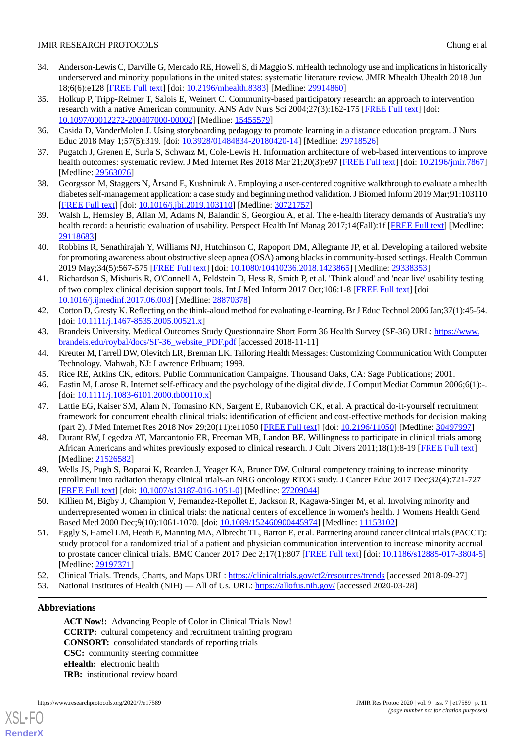34. Anderson-Lewis C, Darville G, Mercado RE, Howell S, di Maggio S. mHealth technology use and implications in historically underserved and minority populations in the united states: systematic literature review. JMIR Mhealth Uhealth 2018 Jun 18;6(6):e128 [FREE Full text] [doi: 10.2196/mhealth.8383] [Medline: 29914860]
35. Holkup P, Tripp-Reimer T, Salois E, Weinert C. Community-based participatory research: an approach to intervention research with a native American community. ANS Adv Nurs Sci 2004;27(3):162-175 [FREE Full text] [doi: 10.1097/00012272-200407000-00002] [Medline: 15455579]
36. Casida D, VanderMolen J. Using storyboarding pedagogy to promote learning in a distance education program. J Nurs Educ 2018 May 1;57(5):319. [doi: 10.3928/01484834-20180420-14] [Medline: 29718526]
37. Pugatch J, Grenen E, Surla S, Schwarz M, Cole-Lewis H. Information architecture of web-based interventions to improve health outcomes: systematic review. J Med Internet Res 2018 Mar 21;20(3):e97 [FREE Full text] [doi: 10.2196/jmir.7867] [Medline: 29563076]
38. Georgsson M, Staggers N, Årsand E, Kushniruk A. Employing a user-centered cognitive walkthrough to evaluate a mhealth diabetes self-management application: a case study and beginning method validation. J Biomed Inform 2019 Mar;91:103110 [FREE Full text] [doi: 10.1016/j.jbi.2019.103110] [Medline: 30721757]
39. Walsh L, Hemsley B, Allan M, Adams N, Balandin S, Georgiou A, et al. The e-health literacy demands of Australia's my health record: a heuristic evaluation of usability. Perspect Health Inf Manag 2017;14(Fall):1f [FREE Full text] [Medline: 29118683]
40. Robbins R, Senathirajah Y, Williams NJ, Hutchinson C, Rapoport DM, Allegrante JP, et al. Developing a tailored website for promoting awareness about obstructive sleep apnea (OSA) among blacks in community-based settings. Health Commun 2019 May;34(5):567-575 [FREE Full text] [doi: 10.1080/10410236.2018.1423865] [Medline: 29338353]
41. Richardson S, Mishuris R, O'Connell A, Feldstein D, Hess R, Smith P, et al. 'Think aloud' and 'near live' usability testing of two complex clinical decision support tools. Int J Med Inform 2017 Oct;106:1-8 [FREE Full text] [doi: 10.1016/j.ijmedinf.2017.06.003] [Medline: 28870378]
42. Cotton D, Gresty K. Reflecting on the think-aloud method for evaluating e-learning. Br J Educ Technol 2006 Jan;37(1):45-54. [doi: 10.1111/j.1467-8535.2005.00521.x]
43. Brandeis University. Medical Outcomes Study Questionnaire Short Form 36 Health Survey (SF-36) URL: https://www.brandeis.edu/roybal/docs/SF-36_website_PDF.pdf [accessed 2018-11-11]
44. Kreuter M, Farrell DW, Olevitch LR, Brennan LK. Tailoring Health Messages: Customizing Communication With Computer Technology. Mahwah, NJ: Lawrence Erlbaum; 1999.
45. Rice RE, Atkins CK, editors. Public Communication Campaigns. Thousand Oaks, CA: Sage Publications; 2001.
46. Eastin M, Larose R. Internet self-efficacy and the psychology of the digital divide. J Comput Mediat Commun 2006;6(1):-. [doi: 10.1111/j.1083-6101.2000.tb00110.x]
47. Lattie EG, Kaiser SM, Alam N, Tomasino KN, Sargent E, Rubanovich CK, et al. A practical do-it-yourself recruitment framework for concurrent ehealth clinical trials: identification of efficient and cost-effective methods for decision making (part 2). J Med Internet Res 2018 Nov 29;20(11):e11050 [FREE Full text] [doi: 10.2196/11050] [Medline: 30497997]
48. Durant RW, Legedza AT, Marcantonio ER, Freeman MB, Landon BE. Willingness to participate in clinical trials among African Americans and whites previously exposed to clinical research. J Cult Divers 2011;18(1):8-19 [FREE Full text] [Medline: 21526582]
49. Wells JS, Pugh S, Boparai K, Rearden J, Yeager KA, Bruner DW. Cultural competency training to increase minority enrollment into radiation therapy clinical trials-an NRG oncology RTOG study. J Cancer Educ 2017 Dec;32(4):721-727 [FREE Full text] [doi: 10.1007/s13187-016-1051-0] [Medline: 27209044]
50. Killien M, Bigby J, Champion V, Fernandez-Repollet E, Jackson R, Kagawa-Singer M, et al. Involving minority and underrepresented women in clinical trials: the national centers of excellence in women's health. J Womens Health Gend Based Med 2000 Dec;9(10):1061-1070. [doi: 10.1089/152460900445974] [Medline: 11153102]
51. Eggly S, Hamel LM, Heath E, Manning MA, Albrecht TL, Barton E, et al. Partnering around cancer clinical trials (PACCT): study protocol for a randomized trial of a patient and physician communication intervention to increase minority accrual to prostate cancer clinical trials. BMC Cancer 2017 Dec 2;17(1):807 [FREE Full text] [doi: 10.1186/s12885-017-3804-5] [Medline: 29197371]
52. Clinical Trials. Trends, Charts, and Maps URL: https://clinicaltrials.gov/ct2/resources/trends [accessed 2018-09-27]
53. National Institutes of Health (NIH) — All of Us. URL: https://allofus.nih.gov/ [accessed 2020-03-28]

## Abbreviations

**ACT Now!:** Advancing People of Color in Clinical Trials Now!
**CCRTP:** cultural competency and recruitment training program
**CONSORT:** consolidated standards of reporting trials
**CSC:** community steering committee
**eHealth:** electronic health
**IRB:** institutional review board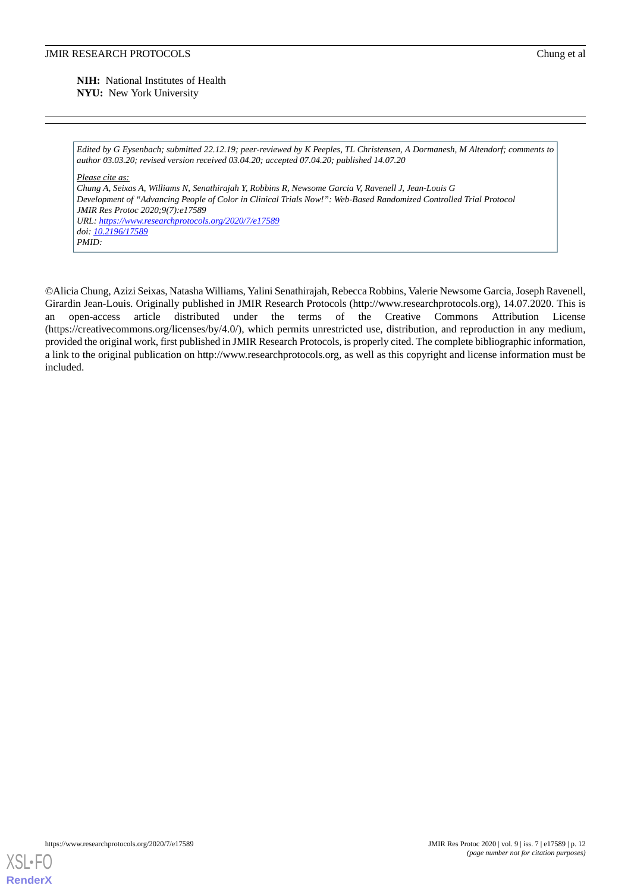**NIH:** National Institutes of Health
**NYU:** New York University

---

*Edited by G Eysenbach; submitted 22.12.19; peer-reviewed by K Peeples, TL Christensen, A Dormanesh, M Altendorf; comments to author 03.03.20; revised version received 03.04.20; accepted 07.04.20; published 14.07.20*

*Please cite as:*
*Chung A, Seixas A, Williams N, Senathirajah Y, Robbins R, Newsome Garcia V, Ravenell J, Jean-Louis G*
*Development of "Advancing People of Color in Clinical Trials Now!": Web-Based Randomized Controlled Trial Protocol*
*JMIR Res Protoc 2020;9(7):e17589*
*URL: [https://www.researchprotocols.org/2020/7/e17589](https://www.researchprotocols.org/2020/7/e17589)*
*doi: [10.2196/17589](https://doi.org/10.2196/17589)*
*PMID:*

©Alicia Chung, Azizi Seixas, Natasha Williams, Yalini Senathirajah, Rebecca Robbins, Valerie Newsome Garcia, Joseph Ravenell, Girardin Jean-Louis. Originally published in JMIR Research Protocols (http://www.researchprotocols.org), 14.07.2020. This is an open-access article distributed under the terms of the Creative Commons Attribution License (https://creativecommons.org/licenses/by/4.0/), which permits unrestricted use, distribution, and reproduction in any medium, provided the original work, first published in JMIR Research Protocols, is properly cited. The complete bibliographic information, a link to the original publication on http://www.researchprotocols.org, as well as this copyright and license information must be included.